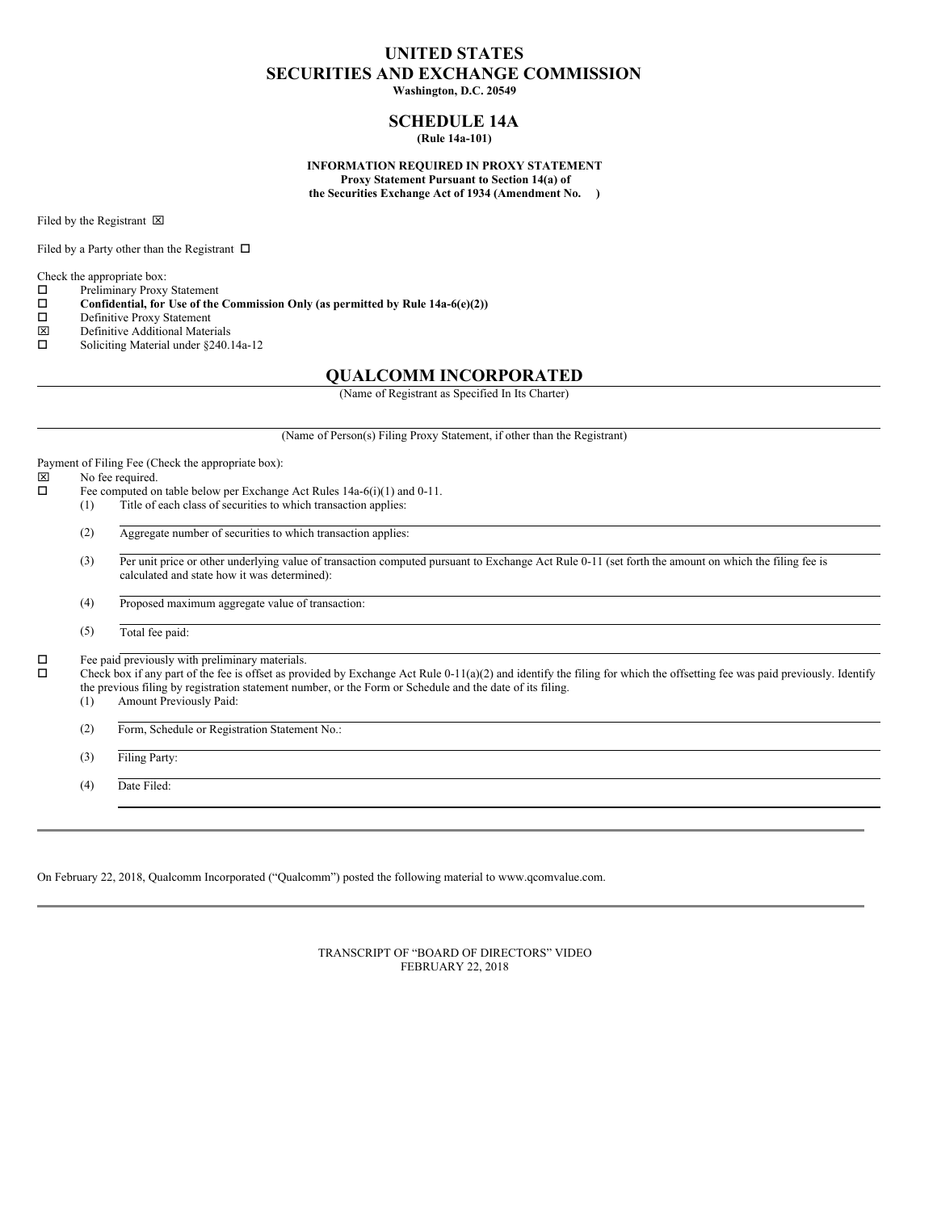# UNITED STATES
# SECURITIES AND EXCHANGE COMMISSION

**Washington, D.C. 20549**

## SCHEDULE 14A

**(Rule 14a-101)**

**INFORMATION REQUIRED IN PROXY STATEMENT**
**Proxy Statement Pursuant to Section 14(a) of**
**the Securities Exchange Act of 1934 (Amendment No. )**

Filed by the Registrant ☒

Filed by a Party other than the Registrant ☐

Check the appropriate box:

☐ Preliminary Proxy Statement
☐ **Confidential, for Use of the Commission Only (as permitted by Rule 14a-6(e)(2))**
☐ Definitive Proxy Statement
☒ Definitive Additional Materials
☐ Soliciting Material under §240.14a-12

## QUALCOMM INCORPORATED

(Name of Registrant as Specified In Its Charter)

(Name of Person(s) Filing Proxy Statement, if other than the Registrant)

Payment of Filing Fee (Check the appropriate box):

☒ No fee required.
☐ Fee computed on table below per Exchange Act Rules 14a-6(i)(1) and 0-11.

(1) Title of each class of securities to which transaction applies:

(2) Aggregate number of securities to which transaction applies:

(3) Per unit price or other underlying value of transaction computed pursuant to Exchange Act Rule 0-11 (set forth the amount on which the filing fee is calculated and state how it was determined):

(4) Proposed maximum aggregate value of transaction:

(5) Total fee paid:

☐ Fee paid previously with preliminary materials.
☐ Check box if any part of the fee is offset as provided by Exchange Act Rule 0-11(a)(2) and identify the filing for which the offsetting fee was paid previously. Identify the previous filing by registration statement number, or the Form or Schedule and the date of its filing.

(1) Amount Previously Paid:

(2) Form, Schedule or Registration Statement No.:

(3) Filing Party:

(4) Date Filed:

---

On February 22, 2018, Qualcomm Incorporated ("Qualcomm") posted the following material to www.qcomvalue.com.

---

TRANSCRIPT OF "BOARD OF DIRECTORS" VIDEO
FEBRUARY 22, 2018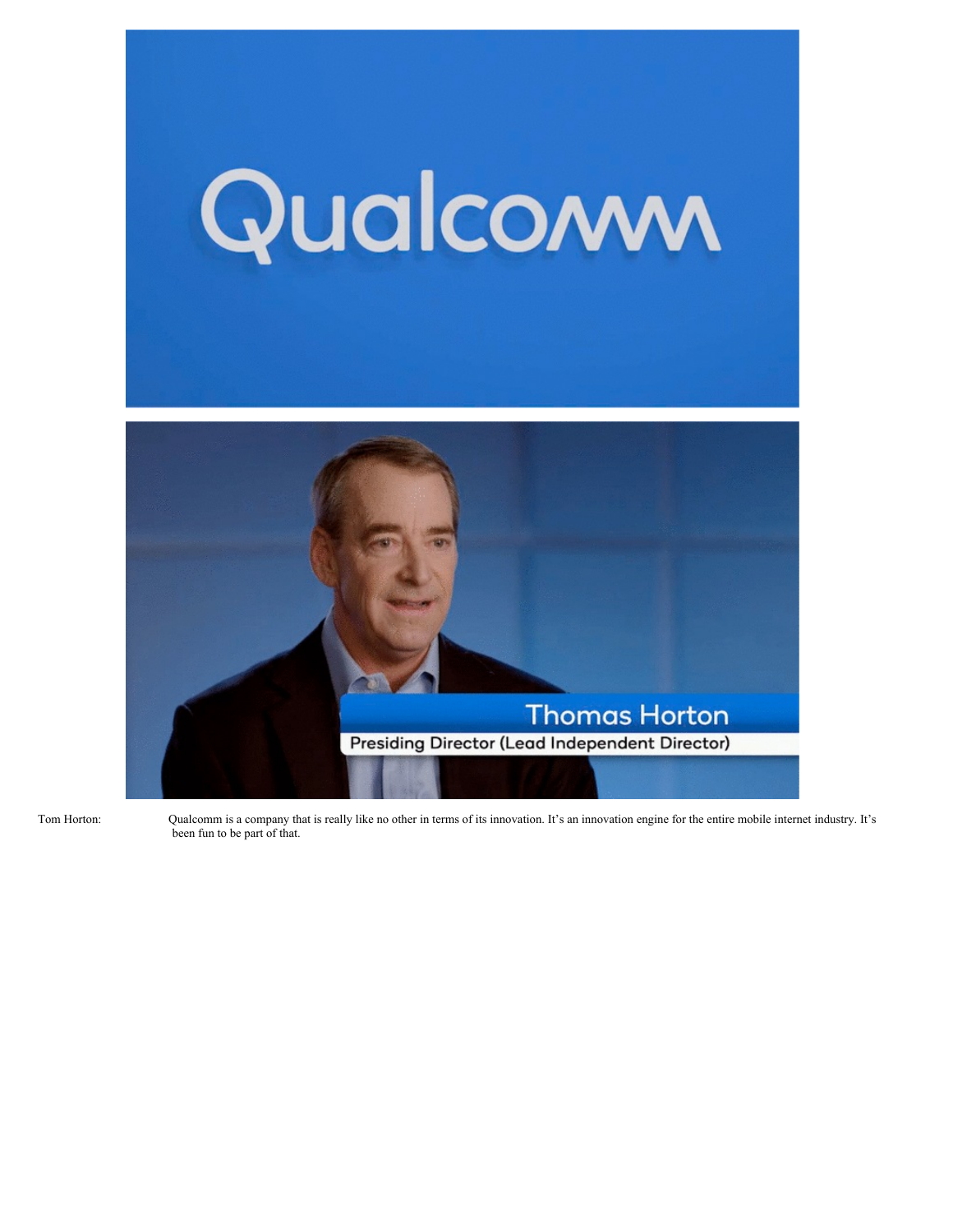Tom Horton: Qualcomm is a company that is really like no other in terms of its innovation. It's an innovation engine for the entire mobile internet industry. It's been fun to be part of that.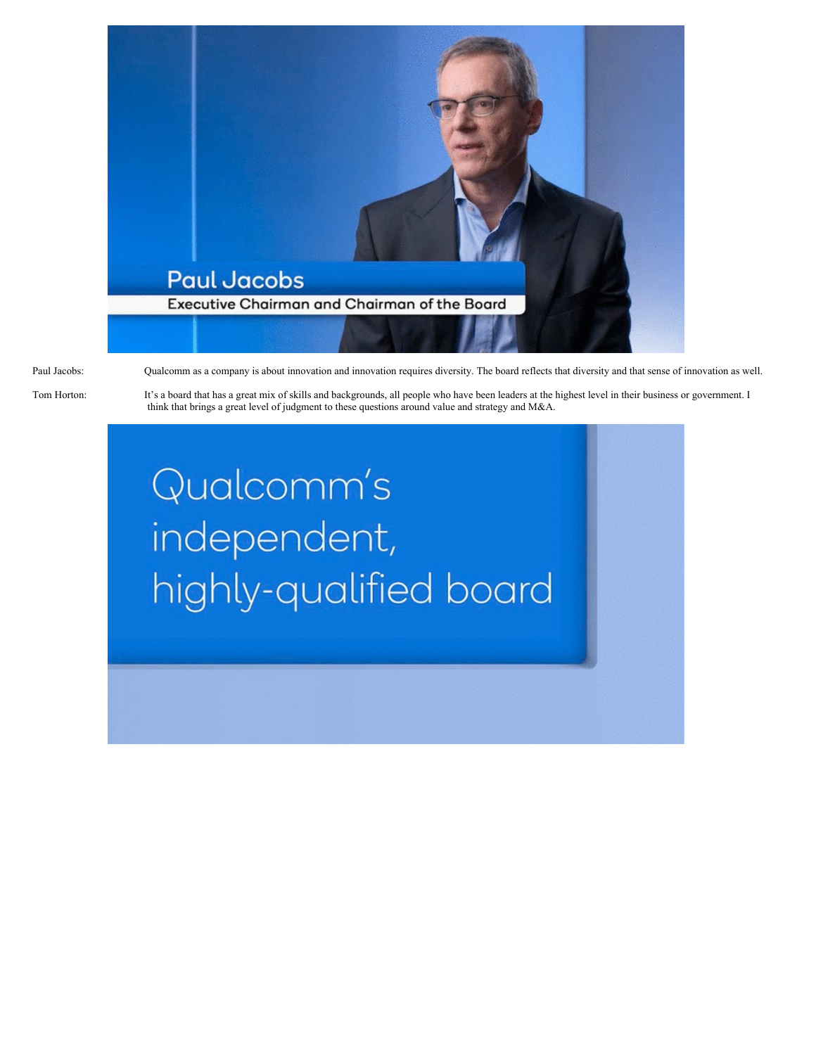Paul Jacobs: Qualcomm as a company is about innovation and innovation requires diversity. The board reflects that diversity and that sense of innovation as well.

Tom Horton: It's a board that has a great mix of skills and backgrounds, all people who have been leaders at the highest level in their business or government. I think that brings a great level of judgment to these questions around value and strategy and M&A.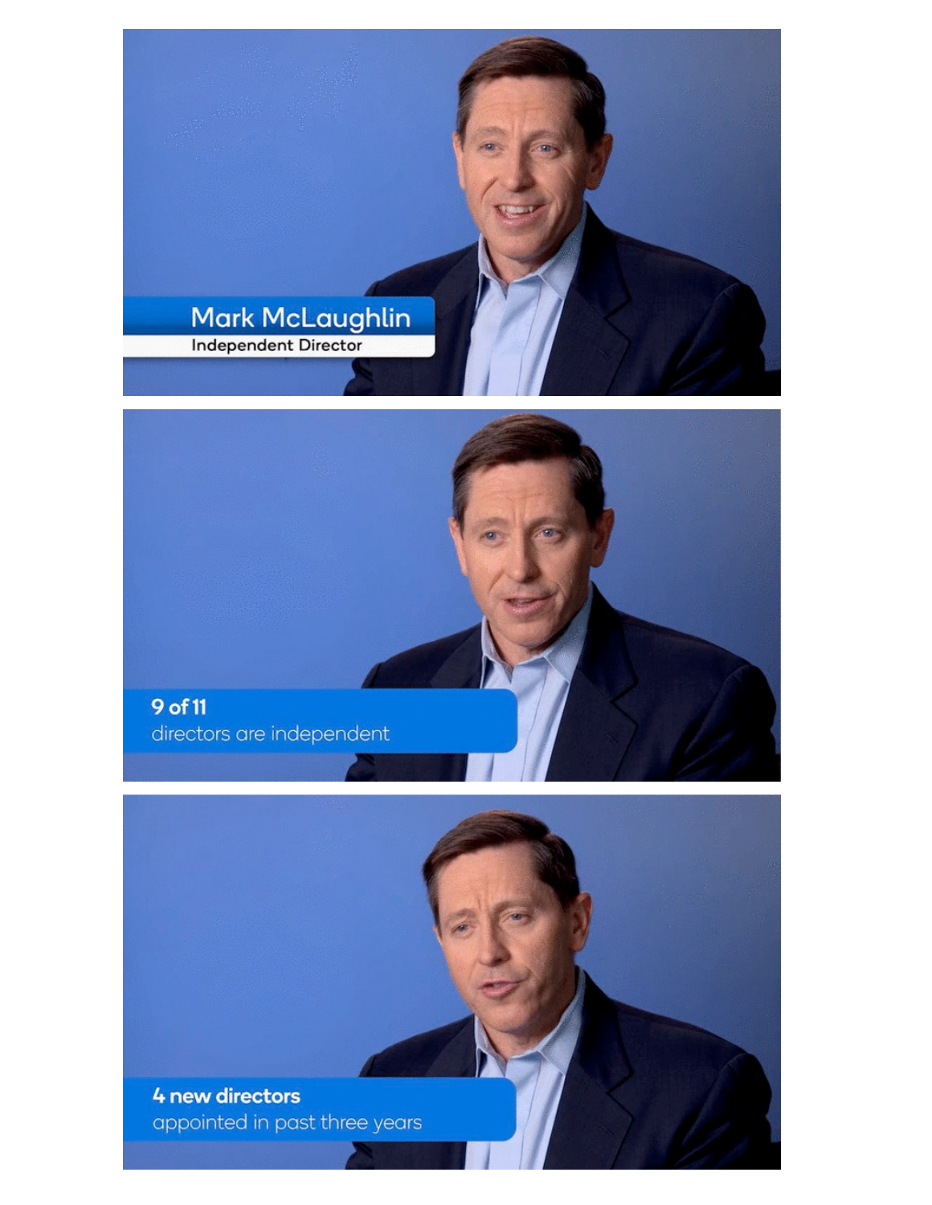Mark McLaughlin
Independent Director

**9 of 11**
directors are independent

**4 new directors**
appointed in past three years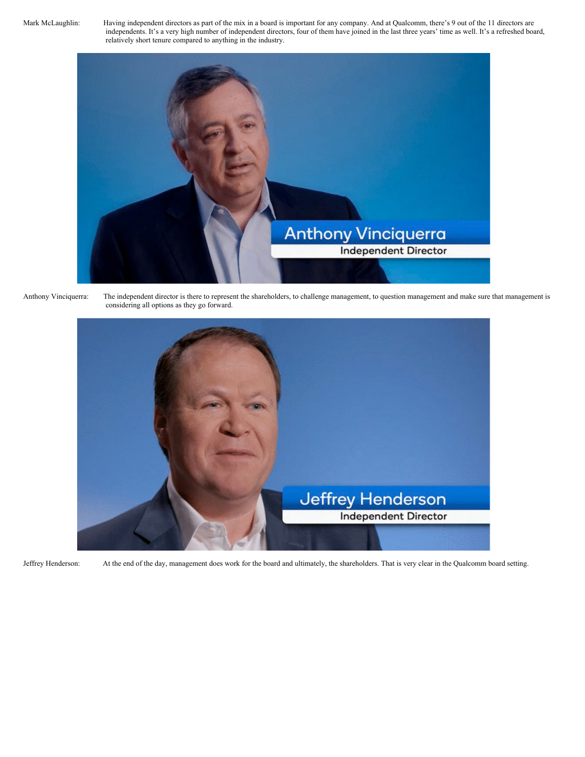Mark McLaughlin: Having independent directors as part of the mix in a board is important for any company. And at Qualcomm, there's 9 out of the 11 directors are independents. It's a very high number of independent directors, four of them have joined in the last three years' time as well. It's a refreshed board, relatively short tenure compared to anything in the industry.

Anthony Vinciquerra: The independent director is there to represent the shareholders, to challenge management, to question management and make sure that management is considering all options as they go forward.

Jeffrey Henderson: At the end of the day, management does work for the board and ultimately, the shareholders. That is very clear in the Qualcomm board setting.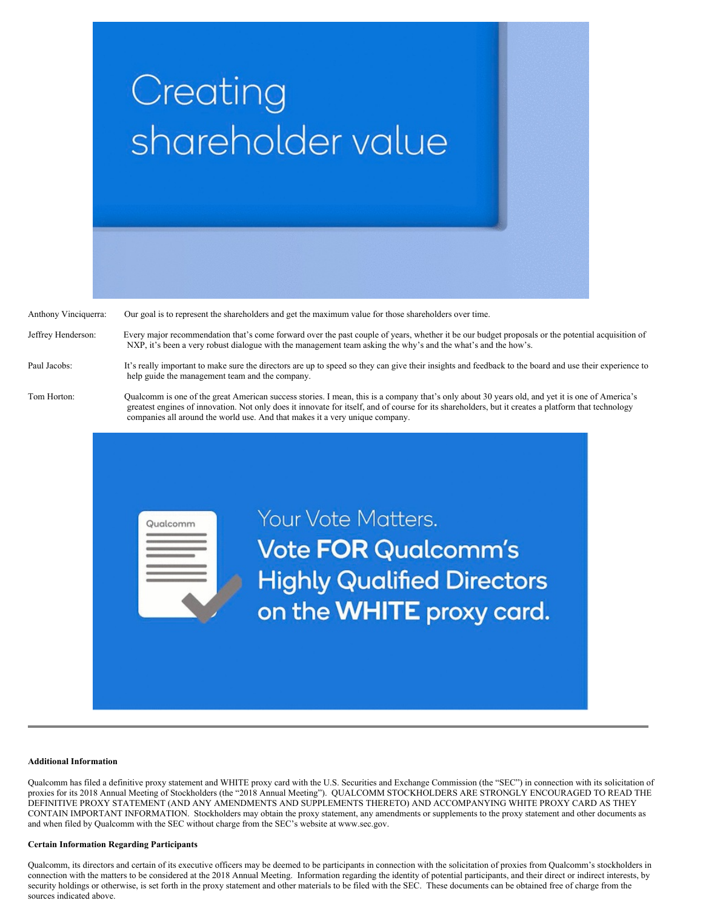Creating shareholder value

Anthony Vinciquerra: Our goal is to represent the shareholders and get the maximum value for those shareholders over time.

Jeffrey Henderson: Every major recommendation that's come forward over the past couple of years, whether it be our budget proposals or the potential acquisition of NXP, it's been a very robust dialogue with the management team asking the why's and the what's and the how's.

Paul Jacobs: It's really important to make sure the directors are up to speed so they can give their insights and feedback to the board and use their experience to help guide the management team and the company.

Tom Horton: Qualcomm is one of the great American success stories. I mean, this is a company that's only about 30 years old, and yet it is one of America's greatest engines of innovation. Not only does it innovate for itself, and of course for its shareholders, but it creates a platform that technology companies all around the world use. And that makes it a very unique company.

Your Vote Matters.
**Vote FOR Qualcomm's Highly Qualified Directors on the WHITE proxy card.**

---

**Additional Information**

Qualcomm has filed a definitive proxy statement and WHITE proxy card with the U.S. Securities and Exchange Commission (the "SEC") in connection with its solicitation of proxies for its 2018 Annual Meeting of Stockholders (the "2018 Annual Meeting"). QUALCOMM STOCKHOLDERS ARE STRONGLY ENCOURAGED TO READ THE DEFINITIVE PROXY STATEMENT (AND ANY AMENDMENTS AND SUPPLEMENTS THERETO) AND ACCOMPANYING WHITE PROXY CARD AS THEY CONTAIN IMPORTANT INFORMATION. Stockholders may obtain the proxy statement, any amendments or supplements to the proxy statement and other documents as and when filed by Qualcomm with the SEC without charge from the SEC's website at www.sec.gov.

**Certain Information Regarding Participants**

Qualcomm, its directors and certain of its executive officers may be deemed to be participants in connection with the solicitation of proxies from Qualcomm's stockholders in connection with the matters to be considered at the 2018 Annual Meeting. Information regarding the identity of potential participants, and their direct or indirect interests, by security holdings or otherwise, is set forth in the proxy statement and other materials to be filed with the SEC. These documents can be obtained free of charge from the sources indicated above.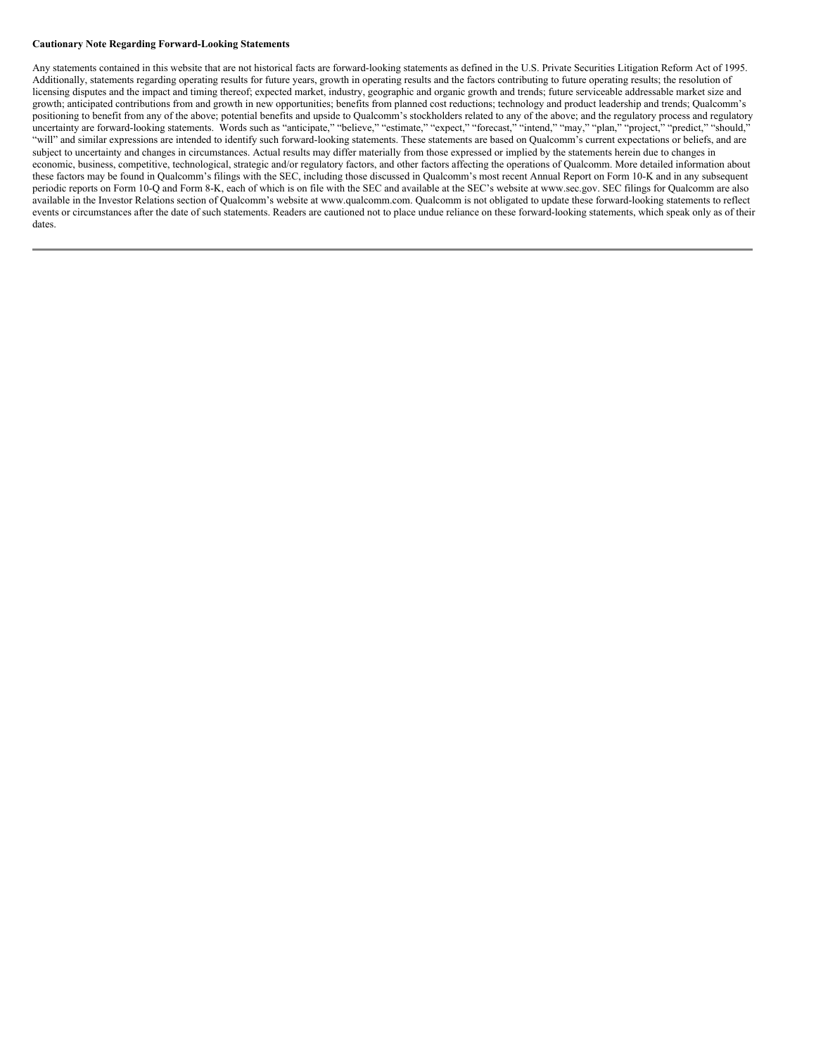**Cautionary Note Regarding Forward-Looking Statements**

Any statements contained in this website that are not historical facts are forward-looking statements as defined in the U.S. Private Securities Litigation Reform Act of 1995. Additionally, statements regarding operating results for future years, growth in operating results and the factors contributing to future operating results; the resolution of licensing disputes and the impact and timing thereof; expected market, industry, geographic and organic growth and trends; future serviceable addressable market size and growth; anticipated contributions from and growth in new opportunities; benefits from planned cost reductions; technology and product leadership and trends; Qualcomm's positioning to benefit from any of the above; potential benefits and upside to Qualcomm's stockholders related to any of the above; and the regulatory process and regulatory uncertainty are forward-looking statements. Words such as "anticipate," "believe," "estimate," "expect," "forecast," "intend," "may," "plan," "project," "predict," "should," "will" and similar expressions are intended to identify such forward-looking statements. These statements are based on Qualcomm's current expectations or beliefs, and are subject to uncertainty and changes in circumstances. Actual results may differ materially from those expressed or implied by the statements herein due to changes in economic, business, competitive, technological, strategic and/or regulatory factors, and other factors affecting the operations of Qualcomm. More detailed information about these factors may be found in Qualcomm's filings with the SEC, including those discussed in Qualcomm's most recent Annual Report on Form 10-K and in any subsequent periodic reports on Form 10-Q and Form 8-K, each of which is on file with the SEC and available at the SEC's website at www.sec.gov. SEC filings for Qualcomm are also available in the Investor Relations section of Qualcomm's website at www.qualcomm.com. Qualcomm is not obligated to update these forward-looking statements to reflect events or circumstances after the date of such statements. Readers are cautioned not to place undue reliance on these forward-looking statements, which speak only as of their dates.